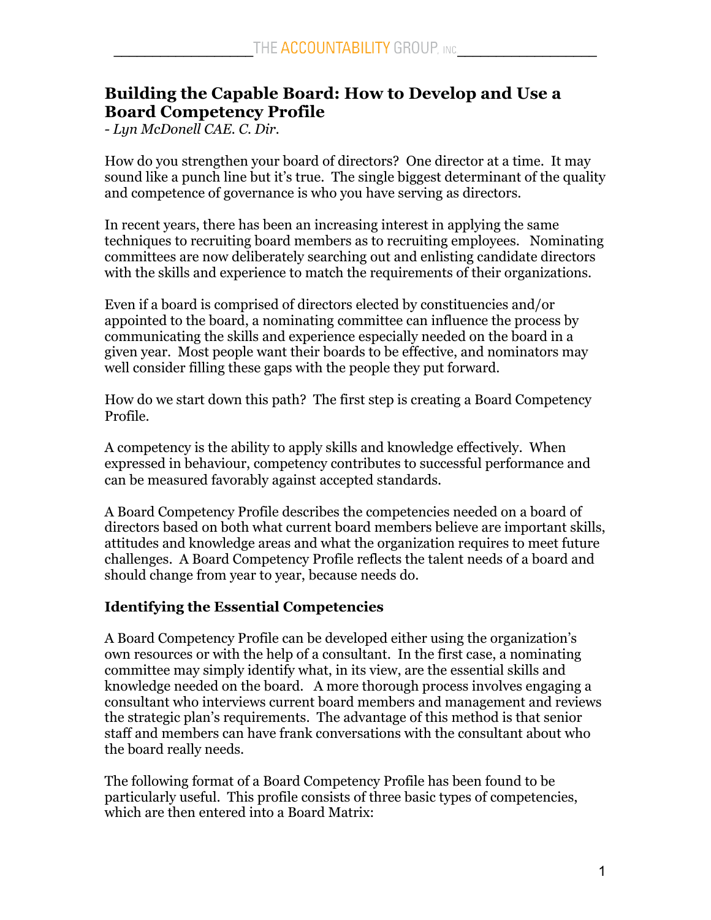# Building the Capable Board: How to Develop and Use a Board Competency Profile

*- Lyn McDonell CAE. C. Dir.*

How do you strengthen your board of directors? One director at a time. It may sound like a punch line but it's true. The single biggest determinant of the quality and competence of governance is who you have serving as directors.

In recent years, there has been an increasing interest in applying the same techniques to recruiting board members as to recruiting employees. Nominating committees are now deliberately searching out and enlisting candidate directors with the skills and experience to match the requirements of their organizations.

Even if a board is comprised of directors elected by constituencies and/or appointed to the board, a nominating committee can influence the process by communicating the skills and experience especially needed on the board in a given year. Most people want their boards to be effective, and nominators may well consider filling these gaps with the people they put forward.

How do we start down this path? The first step is creating a Board Competency Profile.

A competency is the ability to apply skills and knowledge effectively. When expressed in behaviour, competency contributes to successful performance and can be measured favorably against accepted standards.

A Board Competency Profile describes the competencies needed on a board of directors based on both what current board members believe are important skills, attitudes and knowledge areas and what the organization requires to meet future challenges. A Board Competency Profile reflects the talent needs of a board and should change from year to year, because needs do.

## Identifying the Essential Competencies

A Board Competency Profile can be developed either using the organization's own resources or with the help of a consultant. In the first case, a nominating committee may simply identify what, in its view, are the essential skills and knowledge needed on the board. A more thorough process involves engaging a consultant who interviews current board members and management and reviews the strategic plan's requirements. The advantage of this method is that senior staff and members can have frank conversations with the consultant about who the board really needs.

The following format of a Board Competency Profile has been found to be particularly useful. This profile consists of three basic types of competencies, which are then entered into a Board Matrix: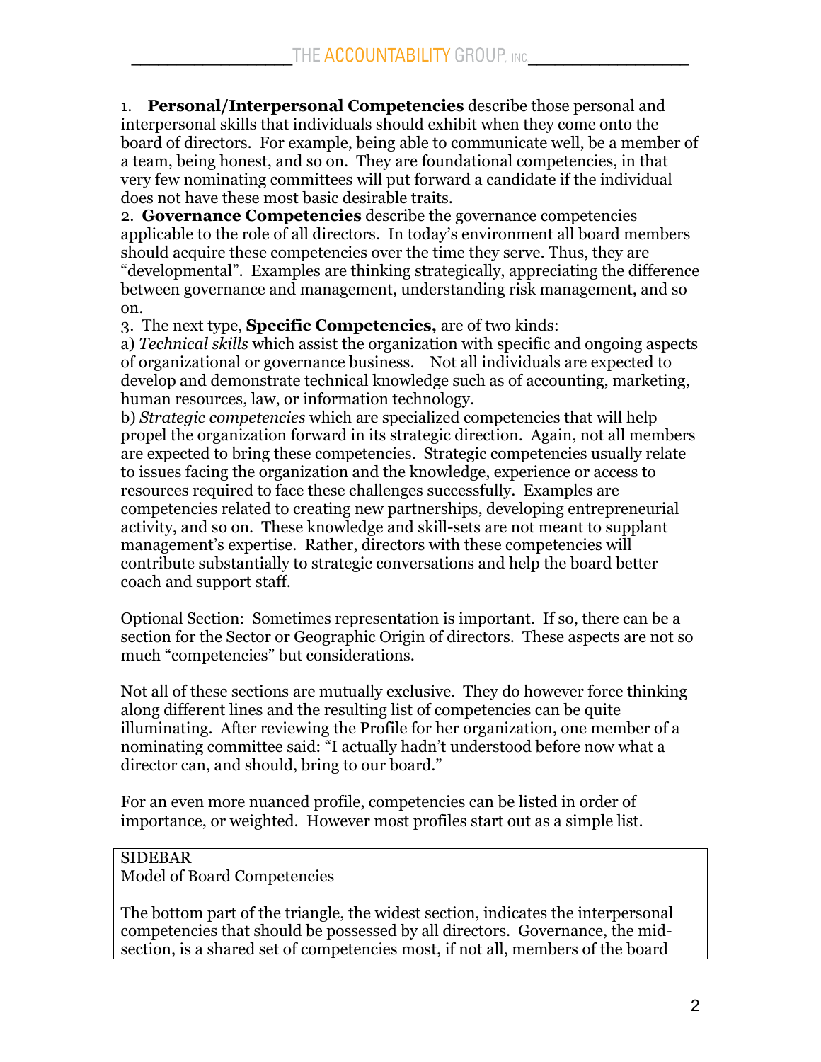1. **Personal/Interpersonal Competencies** describe those personal and interpersonal skills that individuals should exhibit when they come onto the board of directors. For example, being able to communicate well, be a member of a team, being honest, and so on. They are foundational competencies, in that very few nominating committees will put forward a candidate if the individual does not have these most basic desirable traits.

2. **Governance Competencies** describe the governance competencies applicable to the role of all directors. In today's environment all board members should acquire these competencies over the time they serve. Thus, they are "developmental". Examples are thinking strategically, appreciating the difference between governance and management, understanding risk management, and so on.

3. The next type, **Specific Competencies,** are of two kinds:

a) *Technical skills* which assist the organization with specific and ongoing aspects of organizational or governance business. Not all individuals are expected to develop and demonstrate technical knowledge such as of accounting, marketing, human resources, law, or information technology.

b) *Strategic competencies* which are specialized competencies that will help propel the organization forward in its strategic direction. Again, not all members are expected to bring these competencies. Strategic competencies usually relate to issues facing the organization and the knowledge, experience or access to resources required to face these challenges successfully. Examples are competencies related to creating new partnerships, developing entrepreneurial activity, and so on. These knowledge and skill-sets are not meant to supplant management's expertise. Rather, directors with these competencies will contribute substantially to strategic conversations and help the board better coach and support staff.

Optional Section: Sometimes representation is important. If so, there can be a section for the Sector or Geographic Origin of directors. These aspects are not so much "competencies" but considerations.

Not all of these sections are mutually exclusive. They do however force thinking along different lines and the resulting list of competencies can be quite illuminating. After reviewing the Profile for her organization, one member of a nominating committee said: "I actually hadn't understood before now what a director can, and should, bring to our board."

For an even more nuanced profile, competencies can be listed in order of importance, or weighted. However most profiles start out as a simple list.

> SIDEBAR
> Model of Board Competencies
>
> The bottom part of the triangle, the widest section, indicates the interpersonal competencies that should be possessed by all directors. Governance, the mid-section, is a shared set of competencies most, if not all, members of the board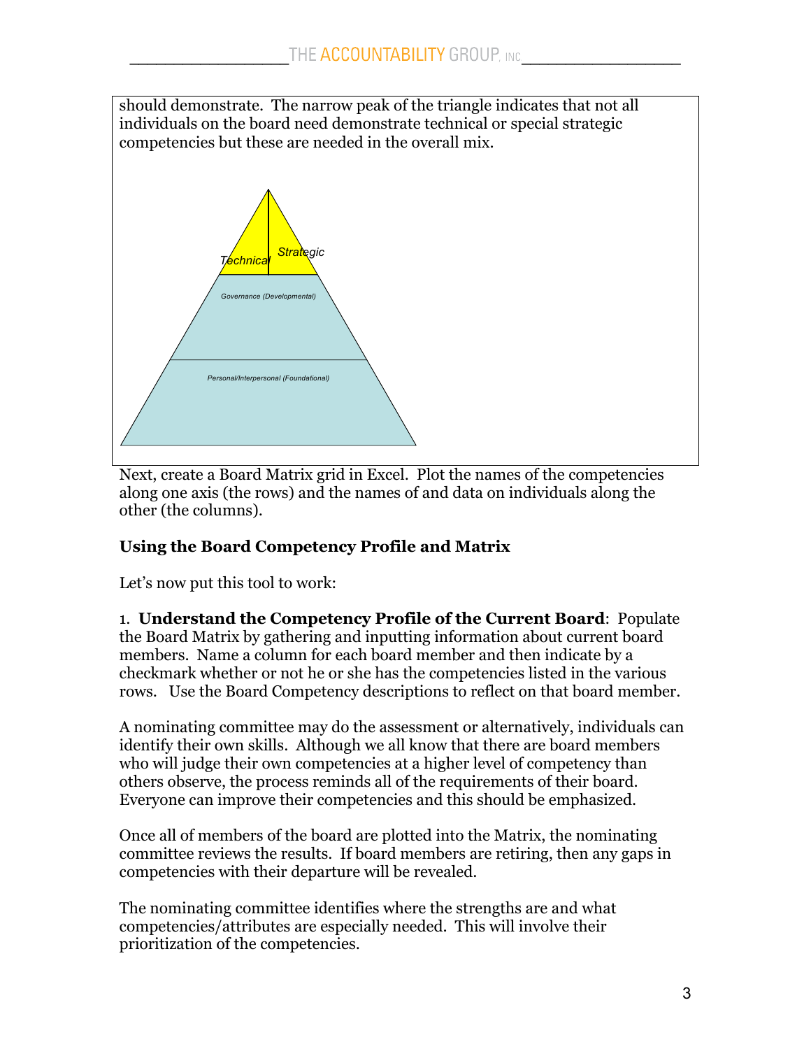should demonstrate. The narrow peak of the triangle indicates that not all individuals on the board need demonstrate technical or special strategic competencies but these are needed in the overall mix.

Technical | Strategic

Governance (Developmental)

Personal/Interpersonal (Foundational)

Next, create a Board Matrix grid in Excel. Plot the names of the competencies along one axis (the rows) and the names of and data on individuals along the other (the columns).

**Using the Board Competency Profile and Matrix**

Let's now put this tool to work:

1. **Understand the Competency Profile of the Current Board**: Populate the Board Matrix by gathering and inputting information about current board members. Name a column for each board member and then indicate by a checkmark whether or not he or she has the competencies listed in the various rows. Use the Board Competency descriptions to reflect on that board member.

A nominating committee may do the assessment or alternatively, individuals can identify their own skills. Although we all know that there are board members who will judge their own competencies at a higher level of competency than others observe, the process reminds all of the requirements of their board. Everyone can improve their competencies and this should be emphasized.

Once all of members of the board are plotted into the Matrix, the nominating committee reviews the results. If board members are retiring, then any gaps in competencies with their departure will be revealed.

The nominating committee identifies where the strengths are and what competencies/attributes are especially needed. This will involve their prioritization of the competencies.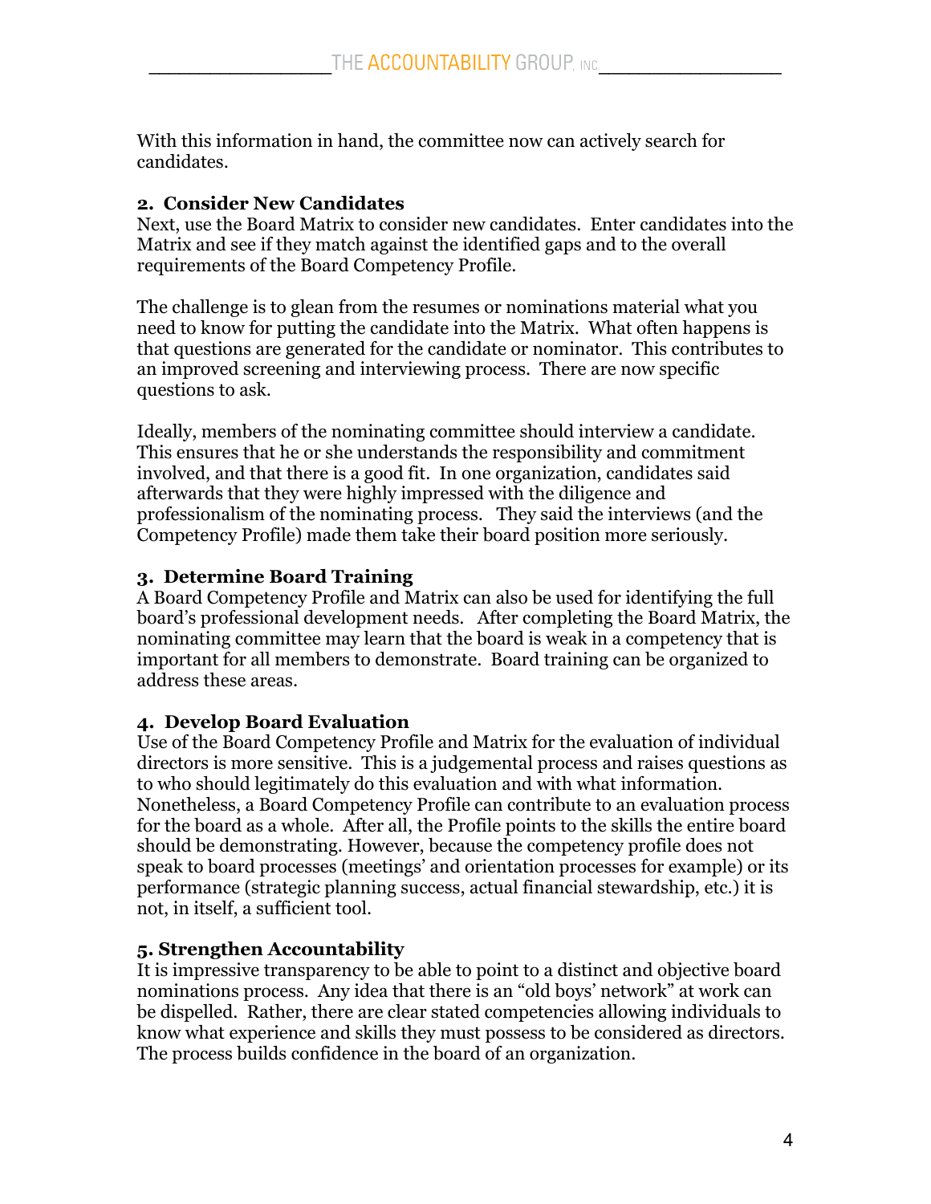With this information in hand, the committee now can actively search for candidates.

### 2. Consider New Candidates

Next, use the Board Matrix to consider new candidates. Enter candidates into the Matrix and see if they match against the identified gaps and to the overall requirements of the Board Competency Profile.

The challenge is to glean from the resumes or nominations material what you need to know for putting the candidate into the Matrix. What often happens is that questions are generated for the candidate or nominator. This contributes to an improved screening and interviewing process. There are now specific questions to ask.

Ideally, members of the nominating committee should interview a candidate. This ensures that he or she understands the responsibility and commitment involved, and that there is a good fit. In one organization, candidates said afterwards that they were highly impressed with the diligence and professionalism of the nominating process. They said the interviews (and the Competency Profile) made them take their board position more seriously.

### 3. Determine Board Training

A Board Competency Profile and Matrix can also be used for identifying the full board's professional development needs. After completing the Board Matrix, the nominating committee may learn that the board is weak in a competency that is important for all members to demonstrate. Board training can be organized to address these areas.

### 4. Develop Board Evaluation

Use of the Board Competency Profile and Matrix for the evaluation of individual directors is more sensitive. This is a judgemental process and raises questions as to who should legitimately do this evaluation and with what information. Nonetheless, a Board Competency Profile can contribute to an evaluation process for the board as a whole. After all, the Profile points to the skills the entire board should be demonstrating. However, because the competency profile does not speak to board processes (meetings' and orientation processes for example) or its performance (strategic planning success, actual financial stewardship, etc.) it is not, in itself, a sufficient tool.

### 5. Strengthen Accountability

It is impressive transparency to be able to point to a distinct and objective board nominations process. Any idea that there is an "old boys' network" at work can be dispelled. Rather, there are clear stated competencies allowing individuals to know what experience and skills they must possess to be considered as directors. The process builds confidence in the board of an organization.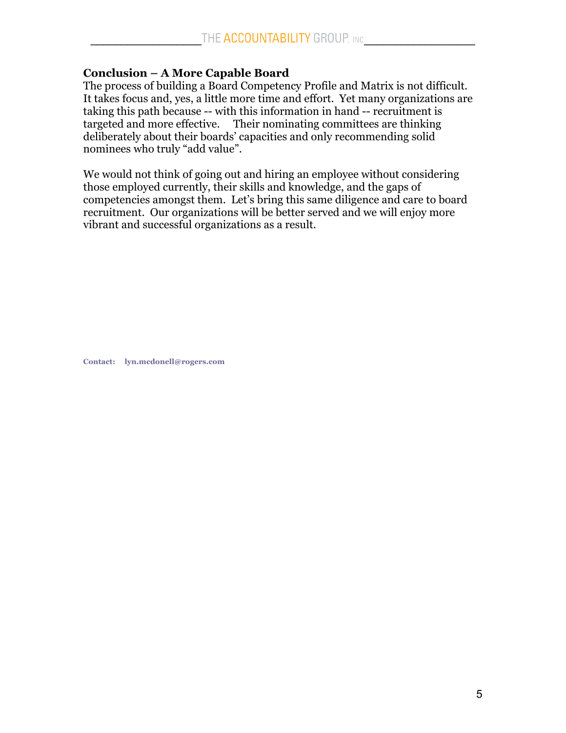## Conclusion – A More Capable Board

The process of building a Board Competency Profile and Matrix is not difficult. It takes focus and, yes, a little more time and effort. Yet many organizations are taking this path because -- with this information in hand -- recruitment is targeted and more effective. Their nominating committees are thinking deliberately about their boards' capacities and only recommending solid nominees who truly "add value".

We would not think of going out and hiring an employee without considering those employed currently, their skills and knowledge, and the gaps of competencies amongst them. Let's bring this same diligence and care to board recruitment. Our organizations will be better served and we will enjoy more vibrant and successful organizations as a result.

**Contact: lyn.mcdonell@rogers.com**